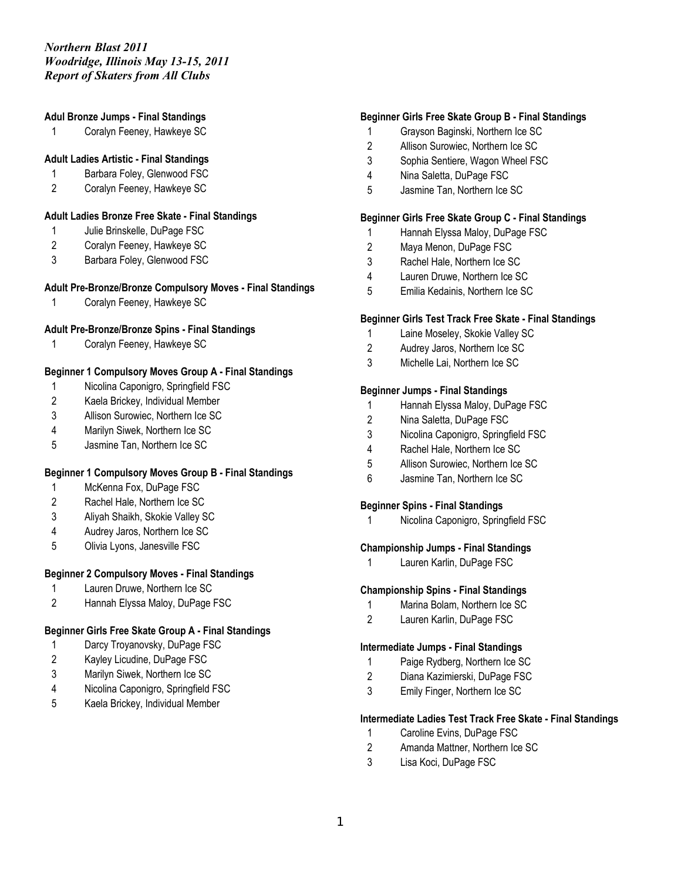*Northern Blast 2011*
*Woodridge, Illinois May 13-15, 2011*
*Report of Skaters from All Clubs*

**Adul Bronze Jumps - Final Standings**

1. Coralyn Feeney, Hawkeye SC

**Adult Ladies Artistic - Final Standings**

1. Barbara Foley, Glenwood FSC
2. Coralyn Feeney, Hawkeye SC

**Adult Ladies Bronze Free Skate - Final Standings**

1. Julie Brinskelle, DuPage FSC
2. Coralyn Feeney, Hawkeye SC
3. Barbara Foley, Glenwood FSC

**Adult Pre-Bronze/Bronze Compulsory Moves - Final Standings**

1. Coralyn Feeney, Hawkeye SC

**Adult Pre-Bronze/Bronze Spins - Final Standings**

1. Coralyn Feeney, Hawkeye SC

**Beginner 1 Compulsory Moves Group A - Final Standings**

1. Nicolina Caponigro, Springfield FSC
2. Kaela Brickey, Individual Member
3. Allison Surowiec, Northern Ice SC
4. Marilyn Siwek, Northern Ice SC
5. Jasmine Tan, Northern Ice SC

**Beginner 1 Compulsory Moves Group B - Final Standings**

1. McKenna Fox, DuPage FSC
2. Rachel Hale, Northern Ice SC
3. Aliyah Shaikh, Skokie Valley SC
4. Audrey Jaros, Northern Ice SC
5. Olivia Lyons, Janesville FSC

**Beginner 2 Compulsory Moves - Final Standings**

1. Lauren Druwe, Northern Ice SC
2. Hannah Elyssa Maloy, DuPage FSC

**Beginner Girls Free Skate Group A - Final Standings**

1. Darcy Troyanovsky, DuPage FSC
2. Kayley Licudine, DuPage FSC
3. Marilyn Siwek, Northern Ice SC
4. Nicolina Caponigro, Springfield FSC
5. Kaela Brickey, Individual Member

**Beginner Girls Free Skate Group B - Final Standings**

1. Grayson Baginski, Northern Ice SC
2. Allison Surowiec, Northern Ice SC
3. Sophia Sentiere, Wagon Wheel FSC
4. Nina Saletta, DuPage FSC
5. Jasmine Tan, Northern Ice SC

**Beginner Girls Free Skate Group C - Final Standings**

1. Hannah Elyssa Maloy, DuPage FSC
2. Maya Menon, DuPage FSC
3. Rachel Hale, Northern Ice SC
4. Lauren Druwe, Northern Ice SC
5. Emilia Kedainis, Northern Ice SC

**Beginner Girls Test Track Free Skate - Final Standings**

1. Laine Moseley, Skokie Valley SC
2. Audrey Jaros, Northern Ice SC
3. Michelle Lai, Northern Ice SC

**Beginner Jumps - Final Standings**

1. Hannah Elyssa Maloy, DuPage FSC
2. Nina Saletta, DuPage FSC
3. Nicolina Caponigro, Springfield FSC
4. Rachel Hale, Northern Ice SC
5. Allison Surowiec, Northern Ice SC
6. Jasmine Tan, Northern Ice SC

**Beginner Spins - Final Standings**

1. Nicolina Caponigro, Springfield FSC

**Championship Jumps - Final Standings**

1. Lauren Karlin, DuPage FSC

**Championship Spins - Final Standings**

1. Marina Bolam, Northern Ice SC
2. Lauren Karlin, DuPage FSC

**Intermediate Jumps - Final Standings**

1. Paige Rydberg, Northern Ice SC
2. Diana Kazimierski, DuPage FSC
3. Emily Finger, Northern Ice SC

**Intermediate Ladies Test Track Free Skate - Final Standings**

1. Caroline Evins, DuPage FSC
2. Amanda Mattner, Northern Ice SC
3. Lisa Koci, DuPage FSC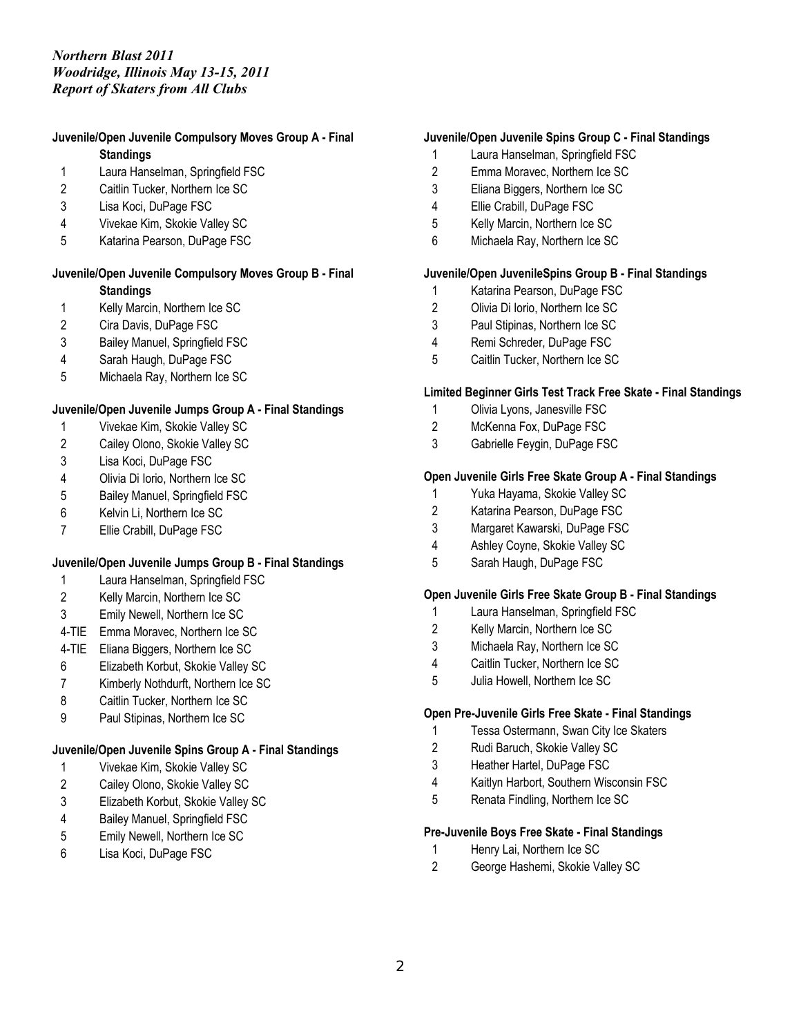*Northern Blast 2011*
*Woodridge, Illinois May 13-15, 2011*
*Report of Skaters from All Clubs*

**Juvenile/Open Juvenile Compulsory Moves Group A - Final Standings**

1 Laura Hanselman, Springfield FSC
2 Caitlin Tucker, Northern Ice SC
3 Lisa Koci, DuPage FSC
4 Vivekae Kim, Skokie Valley SC
5 Katarina Pearson, DuPage FSC

**Juvenile/Open Juvenile Compulsory Moves Group B - Final Standings**

1 Kelly Marcin, Northern Ice SC
2 Cira Davis, DuPage FSC
3 Bailey Manuel, Springfield FSC
4 Sarah Haugh, DuPage FSC
5 Michaela Ray, Northern Ice SC

**Juvenile/Open Juvenile Jumps Group A - Final Standings**

1 Vivekae Kim, Skokie Valley SC
2 Cailey Olono, Skokie Valley SC
3 Lisa Koci, DuPage FSC
4 Olivia Di Iorio, Northern Ice SC
5 Bailey Manuel, Springfield FSC
6 Kelvin Li, Northern Ice SC
7 Ellie Crabill, DuPage FSC

**Juvenile/Open Juvenile Jumps Group B - Final Standings**

1 Laura Hanselman, Springfield FSC
2 Kelly Marcin, Northern Ice SC
3 Emily Newell, Northern Ice SC
4-TIE Emma Moravec, Northern Ice SC
4-TIE Eliana Biggers, Northern Ice SC
6 Elizabeth Korbut, Skokie Valley SC
7 Kimberly Nothdurft, Northern Ice SC
8 Caitlin Tucker, Northern Ice SC
9 Paul Stipinas, Northern Ice SC

**Juvenile/Open Juvenile Spins Group A - Final Standings**

1 Vivekae Kim, Skokie Valley SC
2 Cailey Olono, Skokie Valley SC
3 Elizabeth Korbut, Skokie Valley SC
4 Bailey Manuel, Springfield FSC
5 Emily Newell, Northern Ice SC
6 Lisa Koci, DuPage FSC

**Juvenile/Open Juvenile Spins Group C - Final Standings**

1 Laura Hanselman, Springfield FSC
2 Emma Moravec, Northern Ice SC
3 Eliana Biggers, Northern Ice SC
4 Ellie Crabill, DuPage FSC
5 Kelly Marcin, Northern Ice SC
6 Michaela Ray, Northern Ice SC

**Juvenile/Open JuvenileSpins Group B - Final Standings**

1 Katarina Pearson, DuPage FSC
2 Olivia Di Iorio, Northern Ice SC
3 Paul Stipinas, Northern Ice SC
4 Remi Schreder, DuPage FSC
5 Caitlin Tucker, Northern Ice SC

**Limited Beginner Girls Test Track Free Skate - Final Standings**

1 Olivia Lyons, Janesville FSC
2 McKenna Fox, DuPage FSC
3 Gabrielle Feygin, DuPage FSC

**Open Juvenile Girls Free Skate Group A - Final Standings**

1 Yuka Hayama, Skokie Valley SC
2 Katarina Pearson, DuPage FSC
3 Margaret Kawarski, DuPage FSC
4 Ashley Coyne, Skokie Valley SC
5 Sarah Haugh, DuPage FSC

**Open Juvenile Girls Free Skate Group B - Final Standings**

1 Laura Hanselman, Springfield FSC
2 Kelly Marcin, Northern Ice SC
3 Michaela Ray, Northern Ice SC
4 Caitlin Tucker, Northern Ice SC
5 Julia Howell, Northern Ice SC

**Open Pre-Juvenile Girls Free Skate - Final Standings**

1 Tessa Ostermann, Swan City Ice Skaters
2 Rudi Baruch, Skokie Valley SC
3 Heather Hartel, DuPage FSC
4 Kaitlyn Harbort, Southern Wisconsin FSC
5 Renata Findling, Northern Ice SC

**Pre-Juvenile Boys Free Skate - Final Standings**

1 Henry Lai, Northern Ice SC
2 George Hashemi, Skokie Valley SC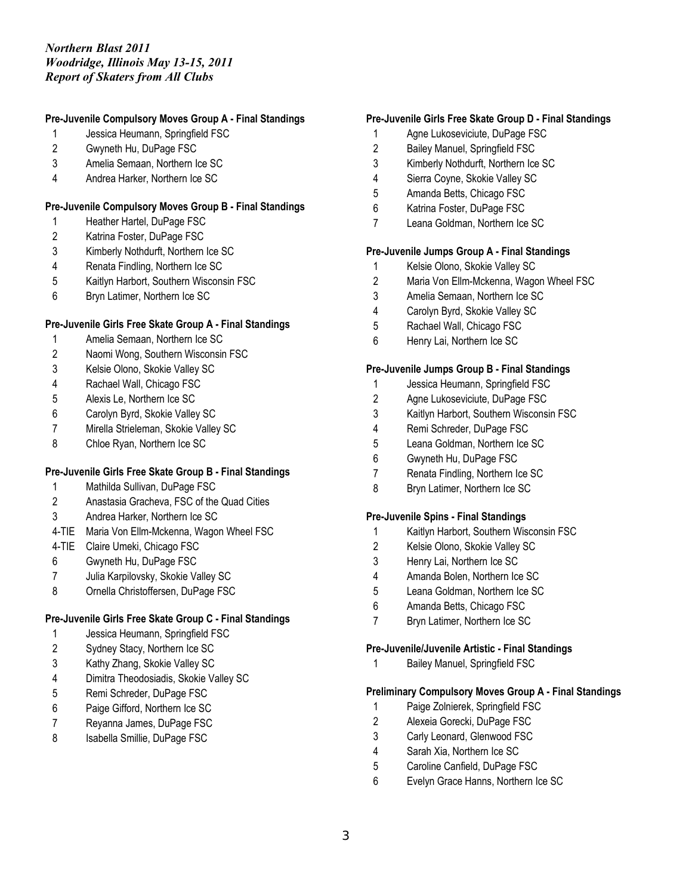*Northern Blast 2011*
*Woodridge, Illinois May 13-15, 2011*
*Report of Skaters from All Clubs*

**Pre-Juvenile Compulsory Moves Group A - Final Standings**

1 Jessica Heumann, Springfield FSC
2 Gwyneth Hu, DuPage FSC
3 Amelia Semaan, Northern Ice SC
4 Andrea Harker, Northern Ice SC

**Pre-Juvenile Compulsory Moves Group B - Final Standings**

1 Heather Hartel, DuPage FSC
2 Katrina Foster, DuPage FSC
3 Kimberly Nothdurft, Northern Ice SC
4 Renata Findling, Northern Ice SC
5 Kaitlyn Harbort, Southern Wisconsin FSC
6 Bryn Latimer, Northern Ice SC

**Pre-Juvenile Girls Free Skate Group A - Final Standings**

1 Amelia Semaan, Northern Ice SC
2 Naomi Wong, Southern Wisconsin FSC
3 Kelsie Olono, Skokie Valley SC
4 Rachael Wall, Chicago FSC
5 Alexis Le, Northern Ice SC
6 Carolyn Byrd, Skokie Valley SC
7 Mirella Strieleman, Skokie Valley SC
8 Chloe Ryan, Northern Ice SC

**Pre-Juvenile Girls Free Skate Group B - Final Standings**

1 Mathilda Sullivan, DuPage FSC
2 Anastasia Gracheva, FSC of the Quad Cities
3 Andrea Harker, Northern Ice SC
4-TIE Maria Von Ellm-Mckenna, Wagon Wheel FSC
4-TIE Claire Umeki, Chicago FSC
6 Gwyneth Hu, DuPage FSC
7 Julia Karpilovsky, Skokie Valley SC
8 Ornella Christoffersen, DuPage FSC

**Pre-Juvenile Girls Free Skate Group C - Final Standings**

1 Jessica Heumann, Springfield FSC
2 Sydney Stacy, Northern Ice SC
3 Kathy Zhang, Skokie Valley SC
4 Dimitra Theodosiadis, Skokie Valley SC
5 Remi Schreder, DuPage FSC
6 Paige Gifford, Northern Ice SC
7 Reyanna James, DuPage FSC
8 Isabella Smillie, DuPage FSC

**Pre-Juvenile Girls Free Skate Group D - Final Standings**

1 Agne Lukoseviciute, DuPage FSC
2 Bailey Manuel, Springfield FSC
3 Kimberly Nothdurft, Northern Ice SC
4 Sierra Coyne, Skokie Valley SC
5 Amanda Betts, Chicago FSC
6 Katrina Foster, DuPage FSC
7 Leana Goldman, Northern Ice SC

**Pre-Juvenile Jumps Group A - Final Standings**

1 Kelsie Olono, Skokie Valley SC
2 Maria Von Ellm-Mckenna, Wagon Wheel FSC
3 Amelia Semaan, Northern Ice SC
4 Carolyn Byrd, Skokie Valley SC
5 Rachael Wall, Chicago FSC
6 Henry Lai, Northern Ice SC

**Pre-Juvenile Jumps Group B - Final Standings**

1 Jessica Heumann, Springfield FSC
2 Agne Lukoseviciute, DuPage FSC
3 Kaitlyn Harbort, Southern Wisconsin FSC
4 Remi Schreder, DuPage FSC
5 Leana Goldman, Northern Ice SC
6 Gwyneth Hu, DuPage FSC
7 Renata Findling, Northern Ice SC
8 Bryn Latimer, Northern Ice SC

**Pre-Juvenile Spins - Final Standings**

1 Kaitlyn Harbort, Southern Wisconsin FSC
2 Kelsie Olono, Skokie Valley SC
3 Henry Lai, Northern Ice SC
4 Amanda Bolen, Northern Ice SC
5 Leana Goldman, Northern Ice SC
6 Amanda Betts, Chicago FSC
7 Bryn Latimer, Northern Ice SC

**Pre-Juvenile/Juvenile Artistic - Final Standings**

1 Bailey Manuel, Springfield FSC

**Preliminary Compulsory Moves Group A - Final Standings**

1 Paige Zolnierek, Springfield FSC
2 Alexeia Gorecki, DuPage FSC
3 Carly Leonard, Glenwood FSC
4 Sarah Xia, Northern Ice SC
5 Caroline Canfield, DuPage FSC
6 Evelyn Grace Hanns, Northern Ice SC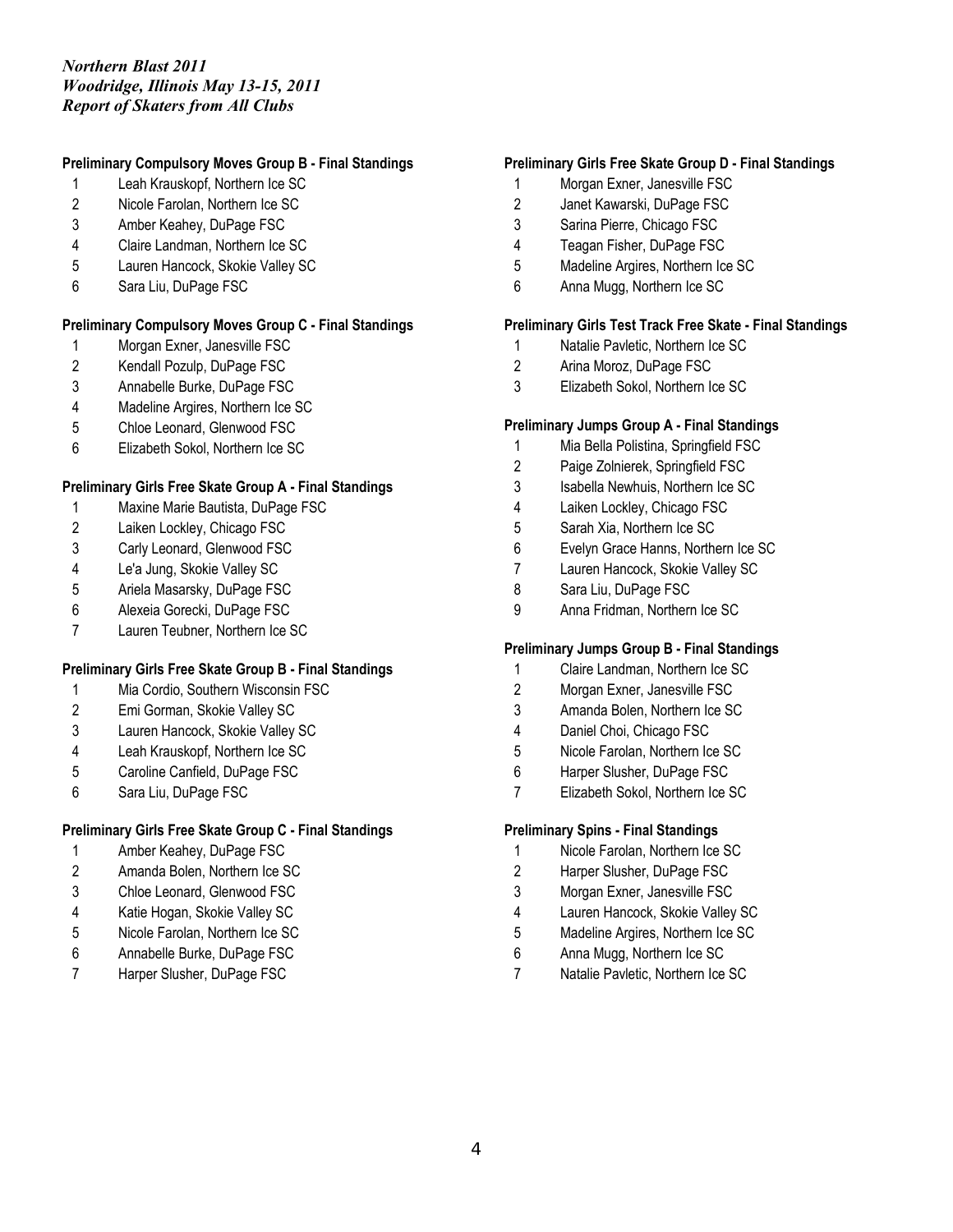*Northern Blast 2011*
*Woodridge, Illinois May 13-15, 2011*
*Report of Skaters from All Clubs*

**Preliminary Compulsory Moves Group B - Final Standings**

1. Leah Krauskopf, Northern Ice SC
2. Nicole Farolan, Northern Ice SC
3. Amber Keahey, DuPage FSC
4. Claire Landman, Northern Ice SC
5. Lauren Hancock, Skokie Valley SC
6. Sara Liu, DuPage FSC

**Preliminary Compulsory Moves Group C - Final Standings**

1. Morgan Exner, Janesville FSC
2. Kendall Pozulp, DuPage FSC
3. Annabelle Burke, DuPage FSC
4. Madeline Argires, Northern Ice SC
5. Chloe Leonard, Glenwood FSC
6. Elizabeth Sokol, Northern Ice SC

**Preliminary Girls Free Skate Group A - Final Standings**

1. Maxine Marie Bautista, DuPage FSC
2. Laiken Lockley, Chicago FSC
3. Carly Leonard, Glenwood FSC
4. Le'a Jung, Skokie Valley SC
5. Ariela Masarsky, DuPage FSC
6. Alexeia Gorecki, DuPage FSC
7. Lauren Teubner, Northern Ice SC

**Preliminary Girls Free Skate Group B - Final Standings**

1. Mia Cordio, Southern Wisconsin FSC
2. Emi Gorman, Skokie Valley SC
3. Lauren Hancock, Skokie Valley SC
4. Leah Krauskopf, Northern Ice SC
5. Caroline Canfield, DuPage FSC
6. Sara Liu, DuPage FSC

**Preliminary Girls Free Skate Group C - Final Standings**

1. Amber Keahey, DuPage FSC
2. Amanda Bolen, Northern Ice SC
3. Chloe Leonard, Glenwood FSC
4. Katie Hogan, Skokie Valley SC
5. Nicole Farolan, Northern Ice SC
6. Annabelle Burke, DuPage FSC
7. Harper Slusher, DuPage FSC

**Preliminary Girls Free Skate Group D - Final Standings**

1. Morgan Exner, Janesville FSC
2. Janet Kawarski, DuPage FSC
3. Sarina Pierre, Chicago FSC
4. Teagan Fisher, DuPage FSC
5. Madeline Argires, Northern Ice SC
6. Anna Mugg, Northern Ice SC

**Preliminary Girls Test Track Free Skate - Final Standings**

1. Natalie Pavletic, Northern Ice SC
2. Arina Moroz, DuPage FSC
3. Elizabeth Sokol, Northern Ice SC

**Preliminary Jumps Group A - Final Standings**

1. Mia Bella Polistina, Springfield FSC
2. Paige Zolnierek, Springfield FSC
3. Isabella Newhuis, Northern Ice SC
4. Laiken Lockley, Chicago FSC
5. Sarah Xia, Northern Ice SC
6. Evelyn Grace Hanns, Northern Ice SC
7. Lauren Hancock, Skokie Valley SC
8. Sara Liu, DuPage FSC
9. Anna Fridman, Northern Ice SC

**Preliminary Jumps Group B - Final Standings**

1. Claire Landman, Northern Ice SC
2. Morgan Exner, Janesville FSC
3. Amanda Bolen, Northern Ice SC
4. Daniel Choi, Chicago FSC
5. Nicole Farolan, Northern Ice SC
6. Harper Slusher, DuPage FSC
7. Elizabeth Sokol, Northern Ice SC

**Preliminary Spins - Final Standings**

1. Nicole Farolan, Northern Ice SC
2. Harper Slusher, DuPage FSC
3. Morgan Exner, Janesville FSC
4. Lauren Hancock, Skokie Valley SC
5. Madeline Argires, Northern Ice SC
6. Anna Mugg, Northern Ice SC
7. Natalie Pavletic, Northern Ice SC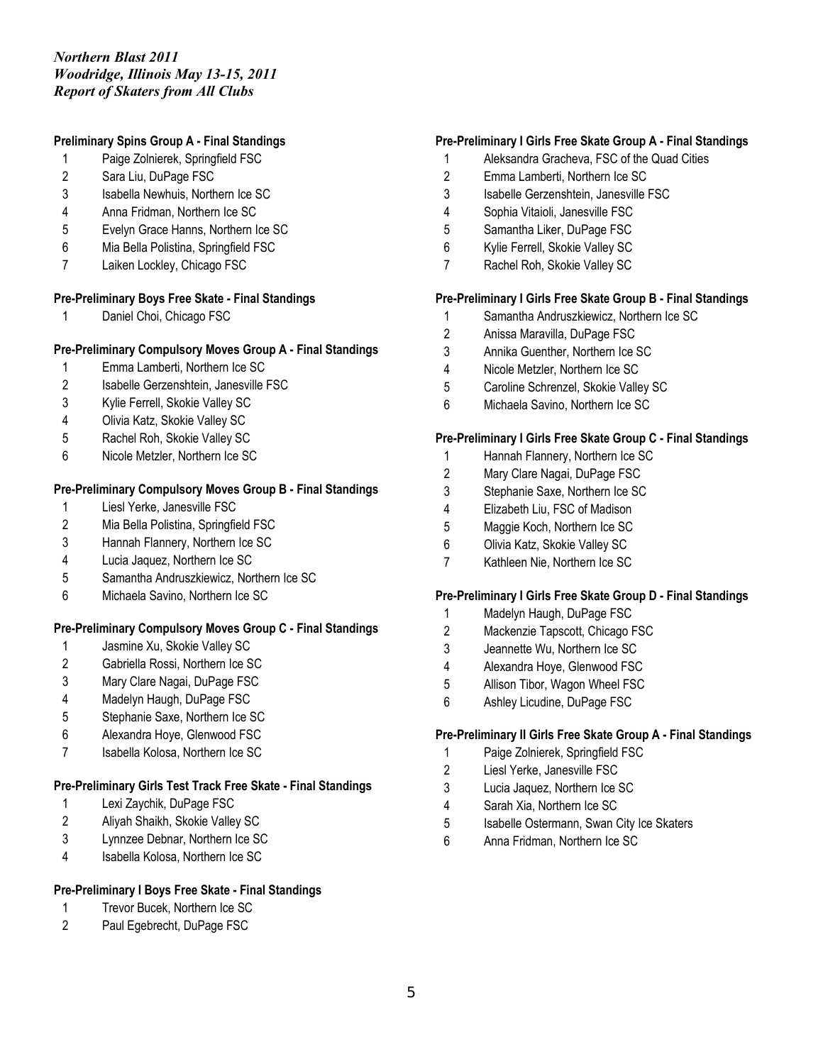*Northern Blast 2011*
*Woodridge, Illinois May 13-15, 2011*
*Report of Skaters from All Clubs*

**Preliminary Spins Group A - Final Standings**

1. Paige Zolnierek, Springfield FSC
2. Sara Liu, DuPage FSC
3. Isabella Newhuis, Northern Ice SC
4. Anna Fridman, Northern Ice SC
5. Evelyn Grace Hanns, Northern Ice SC
6. Mia Bella Polistina, Springfield FSC
7. Laiken Lockley, Chicago FSC

**Pre-Preliminary Boys Free Skate - Final Standings**

1. Daniel Choi, Chicago FSC

**Pre-Preliminary Compulsory Moves Group A - Final Standings**

1. Emma Lamberti, Northern Ice SC
2. Isabelle Gerzenshtein, Janesville FSC
3. Kylie Ferrell, Skokie Valley SC
4. Olivia Katz, Skokie Valley SC
5. Rachel Roh, Skokie Valley SC
6. Nicole Metzler, Northern Ice SC

**Pre-Preliminary Compulsory Moves Group B - Final Standings**

1. Liesl Yerke, Janesville FSC
2. Mia Bella Polistina, Springfield FSC
3. Hannah Flannery, Northern Ice SC
4. Lucia Jaquez, Northern Ice SC
5. Samantha Andruszkiewicz, Northern Ice SC
6. Michaela Savino, Northern Ice SC

**Pre-Preliminary Compulsory Moves Group C - Final Standings**

1. Jasmine Xu, Skokie Valley SC
2. Gabriella Rossi, Northern Ice SC
3. Mary Clare Nagai, DuPage FSC
4. Madelyn Haugh, DuPage FSC
5. Stephanie Saxe, Northern Ice SC
6. Alexandra Hoye, Glenwood FSC
7. Isabella Kolosa, Northern Ice SC

**Pre-Preliminary Girls Test Track Free Skate - Final Standings**

1. Lexi Zaychik, DuPage FSC
2. Aliyah Shaikh, Skokie Valley SC
3. Lynnzee Debnar, Northern Ice SC
4. Isabella Kolosa, Northern Ice SC

**Pre-Preliminary I Boys Free Skate - Final Standings**

1. Trevor Bucek, Northern Ice SC
2. Paul Egebrecht, DuPage FSC

**Pre-Preliminary I Girls Free Skate Group A - Final Standings**

1. Aleksandra Gracheva, FSC of the Quad Cities
2. Emma Lamberti, Northern Ice SC
3. Isabelle Gerzenshtein, Janesville FSC
4. Sophia Vitaioli, Janesville FSC
5. Samantha Liker, DuPage FSC
6. Kylie Ferrell, Skokie Valley SC
7. Rachel Roh, Skokie Valley SC

**Pre-Preliminary I Girls Free Skate Group B - Final Standings**

1. Samantha Andruszkiewicz, Northern Ice SC
2. Anissa Maravilla, DuPage FSC
3. Annika Guenther, Northern Ice SC
4. Nicole Metzler, Northern Ice SC
5. Caroline Schrenzel, Skokie Valley SC
6. Michaela Savino, Northern Ice SC

**Pre-Preliminary I Girls Free Skate Group C - Final Standings**

1. Hannah Flannery, Northern Ice SC
2. Mary Clare Nagai, DuPage FSC
3. Stephanie Saxe, Northern Ice SC
4. Elizabeth Liu, FSC of Madison
5. Maggie Koch, Northern Ice SC
6. Olivia Katz, Skokie Valley SC
7. Kathleen Nie, Northern Ice SC

**Pre-Preliminary I Girls Free Skate Group D - Final Standings**

1. Madelyn Haugh, DuPage FSC
2. Mackenzie Tapscott, Chicago FSC
3. Jeannette Wu, Northern Ice SC
4. Alexandra Hoye, Glenwood FSC
5. Allison Tibor, Wagon Wheel FSC
6. Ashley Licudine, DuPage FSC

**Pre-Preliminary II Girls Free Skate Group A - Final Standings**

1. Paige Zolnierek, Springfield FSC
2. Liesl Yerke, Janesville FSC
3. Lucia Jaquez, Northern Ice SC
4. Sarah Xia, Northern Ice SC
5. Isabelle Ostermann, Swan City Ice Skaters
6. Anna Fridman, Northern Ice SC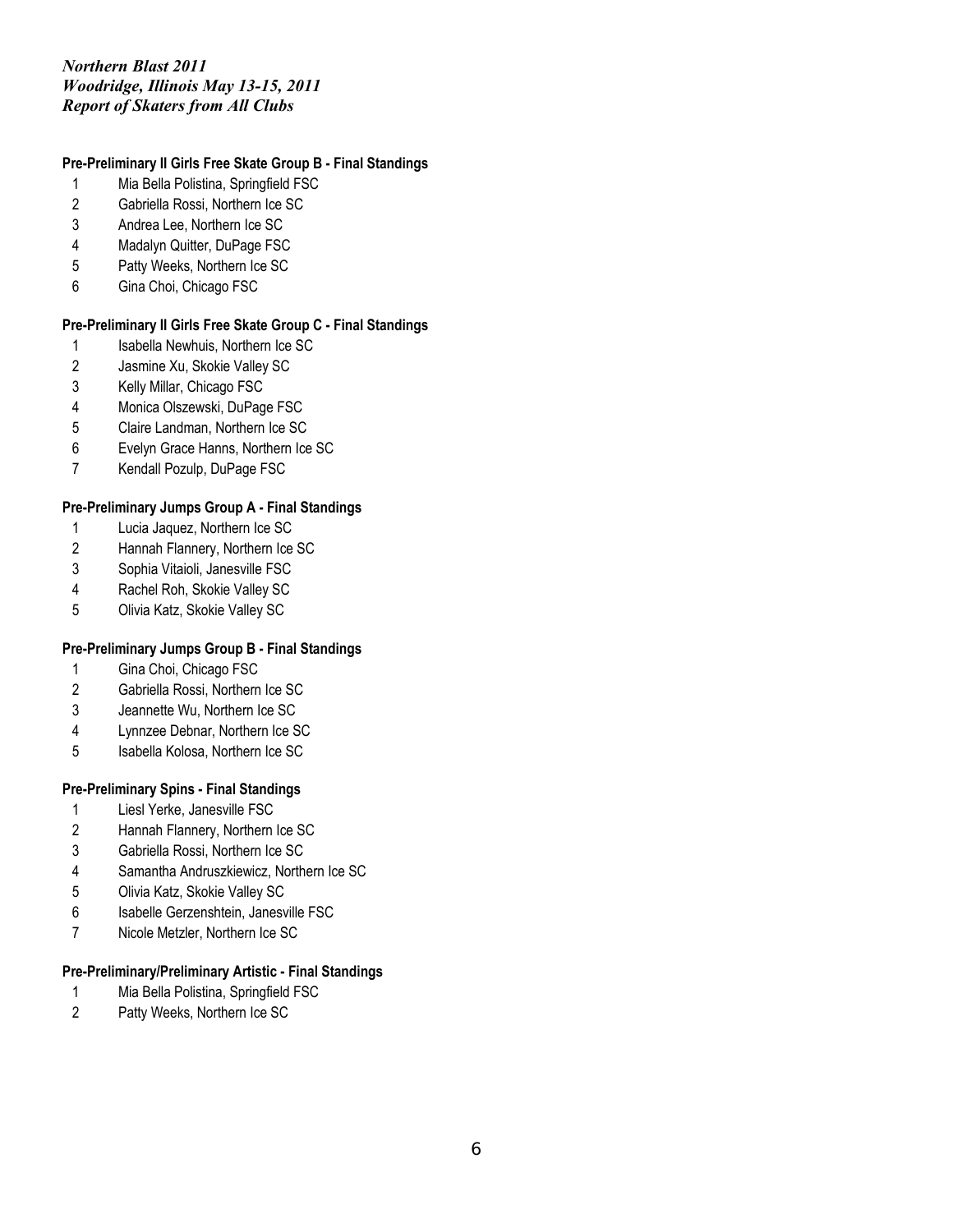*Northern Blast 2011*
*Woodridge, Illinois May 13-15, 2011*
*Report of Skaters from All Clubs*

**Pre-Preliminary II Girls Free Skate Group B - Final Standings**

1 Mia Bella Polistina, Springfield FSC
2 Gabriella Rossi, Northern Ice SC
3 Andrea Lee, Northern Ice SC
4 Madalyn Quitter, DuPage FSC
5 Patty Weeks, Northern Ice SC
6 Gina Choi, Chicago FSC

**Pre-Preliminary II Girls Free Skate Group C - Final Standings**

1 Isabella Newhuis, Northern Ice SC
2 Jasmine Xu, Skokie Valley SC
3 Kelly Millar, Chicago FSC
4 Monica Olszewski, DuPage FSC
5 Claire Landman, Northern Ice SC
6 Evelyn Grace Hanns, Northern Ice SC
7 Kendall Pozulp, DuPage FSC

**Pre-Preliminary Jumps Group A - Final Standings**

1 Lucia Jaquez, Northern Ice SC
2 Hannah Flannery, Northern Ice SC
3 Sophia Vitaioli, Janesville FSC
4 Rachel Roh, Skokie Valley SC
5 Olivia Katz, Skokie Valley SC

**Pre-Preliminary Jumps Group B - Final Standings**

1 Gina Choi, Chicago FSC
2 Gabriella Rossi, Northern Ice SC
3 Jeannette Wu, Northern Ice SC
4 Lynnzee Debnar, Northern Ice SC
5 Isabella Kolosa, Northern Ice SC

**Pre-Preliminary Spins - Final Standings**

1 Liesl Yerke, Janesville FSC
2 Hannah Flannery, Northern Ice SC
3 Gabriella Rossi, Northern Ice SC
4 Samantha Andruszkiewicz, Northern Ice SC
5 Olivia Katz, Skokie Valley SC
6 Isabelle Gerzenshtein, Janesville FSC
7 Nicole Metzler, Northern Ice SC

**Pre-Preliminary/Preliminary Artistic - Final Standings**

1 Mia Bella Polistina, Springfield FSC
2 Patty Weeks, Northern Ice SC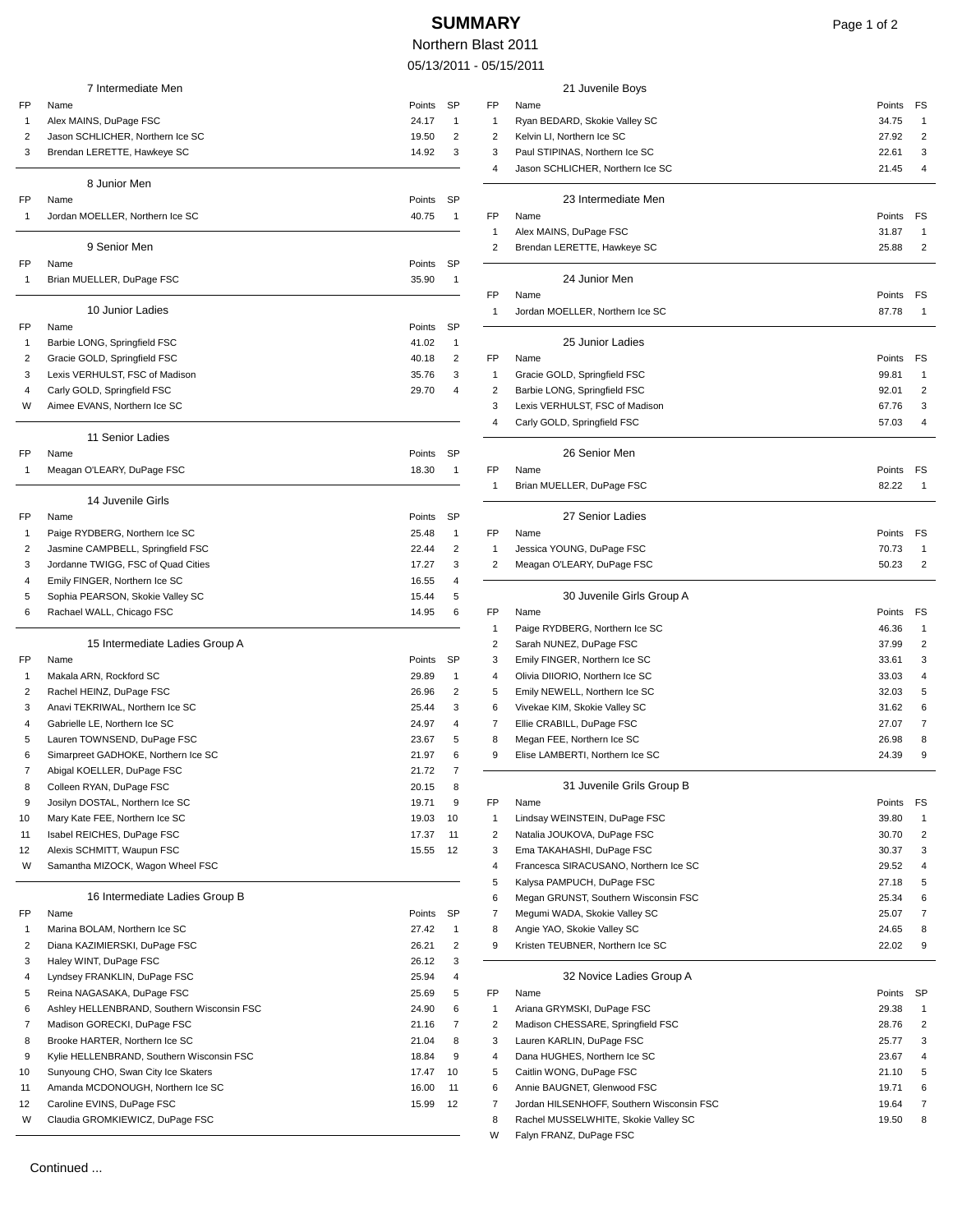# SUMMARY

Northern Blast 2011

05/13/2011 - 05/15/2011

### 7 Intermediate Men

| FP | Name | Points | SP |
|---|---|---|---|
| 1 | Alex MAINS, DuPage FSC | 24.17 | 1 |
| 2 | Jason SCHLICHER, Northern Ice SC | 19.50 | 2 |
| 3 | Brendan LERETTE, Hawkeye SC | 14.92 | 3 |

### 8 Junior Men

| FP | Name | Points | SP |
|---|---|---|---|
| 1 | Jordan MOELLER, Northern Ice SC | 40.75 | 1 |

### 9 Senior Men

| FP | Name | Points | SP |
|---|---|---|---|
| 1 | Brian MUELLER, DuPage FSC | 35.90 | 1 |

### 10 Junior Ladies

| FP | Name | Points | SP |
|---|---|---|---|
| 1 | Barbie LONG, Springfield FSC | 41.02 | 1 |
| 2 | Gracie GOLD, Springfield FSC | 40.18 | 2 |
| 3 | Lexis VERHULST, FSC of Madison | 35.76 | 3 |
| 4 | Carly GOLD, Springfield FSC | 29.70 | 4 |
| W | Aimee EVANS, Northern Ice SC | | |

### 11 Senior Ladies

| FP | Name | Points | SP |
|---|---|---|---|
| 1 | Meagan O'LEARY, DuPage FSC | 18.30 | 1 |

### 14 Juvenile Girls

| FP | Name | Points | SP |
|---|---|---|---|
| 1 | Paige RYDBERG, Northern Ice SC | 25.48 | 1 |
| 2 | Jasmine CAMPBELL, Springfield FSC | 22.44 | 2 |
| 3 | Jordanne TWIGG, FSC of Quad Cities | 17.27 | 3 |
| 4 | Emily FINGER, Northern Ice SC | 16.55 | 4 |
| 5 | Sophia PEARSON, Skokie Valley SC | 15.44 | 5 |
| 6 | Rachael WALL, Chicago FSC | 14.95 | 6 |

### 15 Intermediate Ladies Group A

| FP | Name | Points | SP |
|---|---|---|---|
| 1 | Makala ARN, Rockford SC | 29.89 | 1 |
| 2 | Rachel HEINZ, DuPage FSC | 26.96 | 2 |
| 3 | Anavi TEKRIWAL, Northern Ice SC | 25.44 | 3 |
| 4 | Gabrielle LE, Northern Ice SC | 24.97 | 4 |
| 5 | Lauren TOWNSEND, DuPage FSC | 23.67 | 5 |
| 6 | Simarpreet GADHOKE, Northern Ice SC | 21.97 | 6 |
| 7 | Abigal KOELLER, DuPage FSC | 21.72 | 7 |
| 8 | Colleen RYAN, DuPage FSC | 20.15 | 8 |
| 9 | Josilyn DOSTAL, Northern Ice SC | 19.71 | 9 |
| 10 | Mary Kate FEE, Northern Ice SC | 19.03 | 10 |
| 11 | Isabel REICHES, DuPage FSC | 17.37 | 11 |
| 12 | Alexis SCHMITT, Waupun FSC | 15.55 | 12 |
| W | Samantha MIZOCK, Wagon Wheel FSC | | |

### 16 Intermediate Ladies Group B

| FP | Name | Points | SP |
|---|---|---|---|
| 1 | Marina BOLAM, Northern Ice SC | 27.42 | 1 |
| 2 | Diana KAZIMIERSKI, DuPage FSC | 26.21 | 2 |
| 3 | Haley WINT, DuPage FSC | 26.12 | 3 |
| 4 | Lyndsey FRANKLIN, DuPage FSC | 25.94 | 4 |
| 5 | Reina NAGASAKA, DuPage FSC | 25.69 | 5 |
| 6 | Ashley HELLENBRAND, Southern Wisconsin FSC | 24.90 | 6 |
| 7 | Madison GORECKI, DuPage FSC | 21.16 | 7 |
| 8 | Brooke HARTER, Northern Ice SC | 21.04 | 8 |
| 9 | Kylie HELLENBRAND, Southern Wisconsin FSC | 18.84 | 9 |
| 10 | Sunyoung CHO, Swan City Ice Skaters | 17.47 | 10 |
| 11 | Amanda MCDONOUGH, Northern Ice SC | 16.00 | 11 |
| 12 | Caroline EVINS, DuPage FSC | 15.99 | 12 |
| W | Claudia GROMKIEWICZ, DuPage FSC | | |

### 21 Juvenile Boys

| FP | Name | Points | FS |
|---|---|---|---|
| 1 | Ryan BEDARD, Skokie Valley SC | 34.75 | 1 |
| 2 | Kelvin LI, Northern Ice SC | 27.92 | 2 |
| 3 | Paul STIPINAS, Northern Ice SC | 22.61 | 3 |
| 4 | Jason SCHLICHER, Northern Ice SC | 21.45 | 4 |

### 23 Intermediate Men

| FP | Name | Points | FS |
|---|---|---|---|
| 1 | Alex MAINS, DuPage FSC | 31.87 | 1 |
| 2 | Brendan LERETTE, Hawkeye SC | 25.88 | 2 |

### 24 Junior Men

| FP | Name | Points | FS |
|---|---|---|---|
| 1 | Jordan MOELLER, Northern Ice SC | 87.78 | 1 |

### 25 Junior Ladies

| FP | Name | Points | FS |
|---|---|---|---|
| 1 | Gracie GOLD, Springfield FSC | 99.81 | 1 |
| 2 | Barbie LONG, Springfield FSC | 92.01 | 2 |
| 3 | Lexis VERHULST, FSC of Madison | 67.76 | 3 |
| 4 | Carly GOLD, Springfield FSC | 57.03 | 4 |

### 26 Senior Men

| FP | Name | Points | FS |
|---|---|---|---|
| 1 | Brian MUELLER, DuPage FSC | 82.22 | 1 |

### 27 Senior Ladies

| FP | Name | Points | FS |
|---|---|---|---|
| 1 | Jessica YOUNG, DuPage FSC | 70.73 | 1 |
| 2 | Meagan O'LEARY, DuPage FSC | 50.23 | 2 |

### 30 Juvenile Girls Group A

| FP | Name | Points | FS |
|---|---|---|---|
| 1 | Paige RYDBERG, Northern Ice SC | 46.36 | 1 |
| 2 | Sarah NUNEZ, DuPage FSC | 37.99 | 2 |
| 3 | Emily FINGER, Northern Ice SC | 33.61 | 3 |
| 4 | Olivia DIIORIO, Northern Ice SC | 33.03 | 4 |
| 5 | Emily NEWELL, Northern Ice SC | 32.03 | 5 |
| 6 | Vivekae KIM, Skokie Valley SC | 31.62 | 6 |
| 7 | Ellie CRABILL, DuPage FSC | 27.07 | 7 |
| 8 | Megan FEE, Northern Ice SC | 26.98 | 8 |
| 9 | Elise LAMBERTI, Northern Ice SC | 24.39 | 9 |

### 31 Juvenile Grils Group B

| FP | Name | Points | FS |
|---|---|---|---|
| 1 | Lindsay WEINSTEIN, DuPage FSC | 39.80 | 1 |
| 2 | Natalia JOUKOVA, DuPage FSC | 30.70 | 2 |
| 3 | Ema TAKAHASHI, DuPage FSC | 30.37 | 3 |
| 4 | Francesca SIRACUSANO, Northern Ice SC | 29.52 | 4 |
| 5 | Kalysa PAMPUCH, DuPage FSC | 27.18 | 5 |
| 6 | Megan GRUNST, Southern Wisconsin FSC | 25.34 | 6 |
| 7 | Megumi WADA, Skokie Valley SC | 25.07 | 7 |
| 8 | Angie YAO, Skokie Valley SC | 24.65 | 8 |
| 9 | Kristen TEUBNER, Northern Ice SC | 22.02 | 9 |

### 32 Novice Ladies Group A

| FP | Name | Points | SP |
|---|---|---|---|
| 1 | Ariana GRYMSKI, DuPage FSC | 29.38 | 1 |
| 2 | Madison CHESSARE, Springfield FSC | 28.76 | 2 |
| 3 | Lauren KARLIN, DuPage FSC | 25.77 | 3 |
| 4 | Dana HUGHES, Northern Ice SC | 23.67 | 4 |
| 5 | Caitlin WONG, DuPage FSC | 21.10 | 5 |
| 6 | Annie BAUGNET, Glenwood FSC | 19.71 | 6 |
| 7 | Jordan HILSENHOFF, Southern Wisconsin FSC | 19.64 | 7 |
| 8 | Rachel MUSSELWHITE, Skokie Valley SC | 19.50 | 8 |
| W | Falyn FRANZ, DuPage FSC | | |

Continued ...